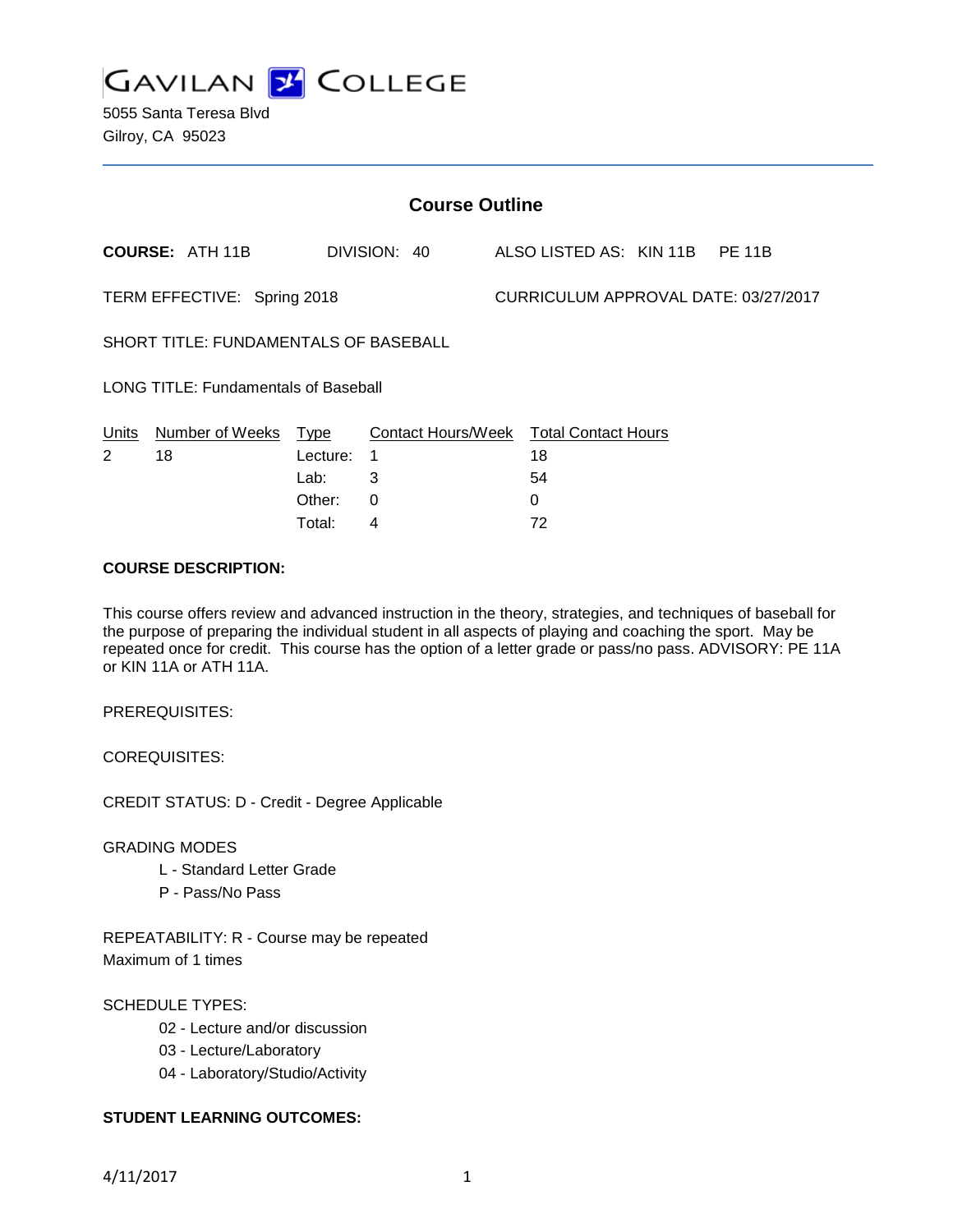# GAVILAN COLLEGE

5055 Santa Teresa Blvd
Gilroy, CA 95023

## Course Outline

**COURSE:** ATH 11B DIVISION: 40 ALSO LISTED AS: KIN 11B PE 11B

TERM EFFECTIVE: Spring 2018 CURRICULUM APPROVAL DATE: 03/27/2017

SHORT TITLE: FUNDAMENTALS OF BASEBALL

LONG TITLE: Fundamentals of Baseball

| Units | Number of Weeks | Type | Contact Hours/Week | Total Contact Hours |
|---|---|---|---|---|
| 2 | 18 | Lecture: | 1 | 18 |
| | | Lab: | 3 | 54 |
| | | Other: | 0 | 0 |
| | | Total: | 4 | 72 |

**COURSE DESCRIPTION:**

This course offers review and advanced instruction in the theory, strategies, and techniques of baseball for the purpose of preparing the individual student in all aspects of playing and coaching the sport. May be repeated once for credit. This course has the option of a letter grade or pass/no pass. ADVISORY: PE 11A or KIN 11A or ATH 11A.

PREREQUISITES:

COREQUISITES:

CREDIT STATUS: D - Credit - Degree Applicable

GRADING MODES

- L - Standard Letter Grade
- P - Pass/No Pass

REPEATABILITY: R - Course may be repeated
Maximum of 1 times

SCHEDULE TYPES:

- 02 - Lecture and/or discussion
- 03 - Lecture/Laboratory
- 04 - Laboratory/Studio/Activity

**STUDENT LEARNING OUTCOMES:**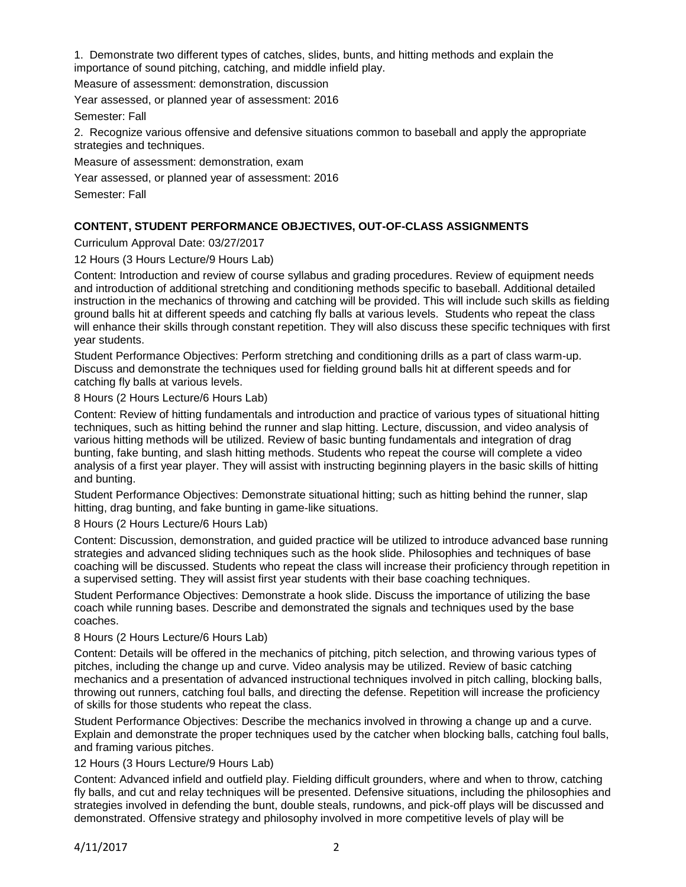1. Demonstrate two different types of catches, slides, bunts, and hitting methods and explain the importance of sound pitching, catching, and middle infield play.

Measure of assessment: demonstration, discussion

Year assessed, or planned year of assessment: 2016

Semester: Fall

2. Recognize various offensive and defensive situations common to baseball and apply the appropriate strategies and techniques.

Measure of assessment: demonstration, exam

Year assessed, or planned year of assessment: 2016

Semester: Fall

**CONTENT, STUDENT PERFORMANCE OBJECTIVES, OUT-OF-CLASS ASSIGNMENTS**

Curriculum Approval Date: 03/27/2017

12 Hours (3 Hours Lecture/9 Hours Lab)

Content: Introduction and review of course syllabus and grading procedures. Review of equipment needs and introduction of additional stretching and conditioning methods specific to baseball. Additional detailed instruction in the mechanics of throwing and catching will be provided. This will include such skills as fielding ground balls hit at different speeds and catching fly balls at various levels. Students who repeat the class will enhance their skills through constant repetition. They will also discuss these specific techniques with first year students.

Student Performance Objectives: Perform stretching and conditioning drills as a part of class warm-up. Discuss and demonstrate the techniques used for fielding ground balls hit at different speeds and for catching fly balls at various levels.

8 Hours (2 Hours Lecture/6 Hours Lab)

Content: Review of hitting fundamentals and introduction and practice of various types of situational hitting techniques, such as hitting behind the runner and slap hitting. Lecture, discussion, and video analysis of various hitting methods will be utilized. Review of basic bunting fundamentals and integration of drag bunting, fake bunting, and slash hitting methods. Students who repeat the course will complete a video analysis of a first year player. They will assist with instructing beginning players in the basic skills of hitting and bunting.

Student Performance Objectives: Demonstrate situational hitting; such as hitting behind the runner, slap hitting, drag bunting, and fake bunting in game-like situations.

8 Hours (2 Hours Lecture/6 Hours Lab)

Content: Discussion, demonstration, and guided practice will be utilized to introduce advanced base running strategies and advanced sliding techniques such as the hook slide. Philosophies and techniques of base coaching will be discussed. Students who repeat the class will increase their proficiency through repetition in a supervised setting. They will assist first year students with their base coaching techniques.

Student Performance Objectives: Demonstrate a hook slide. Discuss the importance of utilizing the base coach while running bases. Describe and demonstrated the signals and techniques used by the base coaches.

8 Hours (2 Hours Lecture/6 Hours Lab)

Content: Details will be offered in the mechanics of pitching, pitch selection, and throwing various types of pitches, including the change up and curve. Video analysis may be utilized. Review of basic catching mechanics and a presentation of advanced instructional techniques involved in pitch calling, blocking balls, throwing out runners, catching foul balls, and directing the defense. Repetition will increase the proficiency of skills for those students who repeat the class.

Student Performance Objectives: Describe the mechanics involved in throwing a change up and a curve. Explain and demonstrate the proper techniques used by the catcher when blocking balls, catching foul balls, and framing various pitches.

12 Hours (3 Hours Lecture/9 Hours Lab)

Content: Advanced infield and outfield play. Fielding difficult grounders, where and when to throw, catching fly balls, and cut and relay techniques will be presented. Defensive situations, including the philosophies and strategies involved in defending the bunt, double steals, rundowns, and pick-off plays will be discussed and demonstrated. Offensive strategy and philosophy involved in more competitive levels of play will be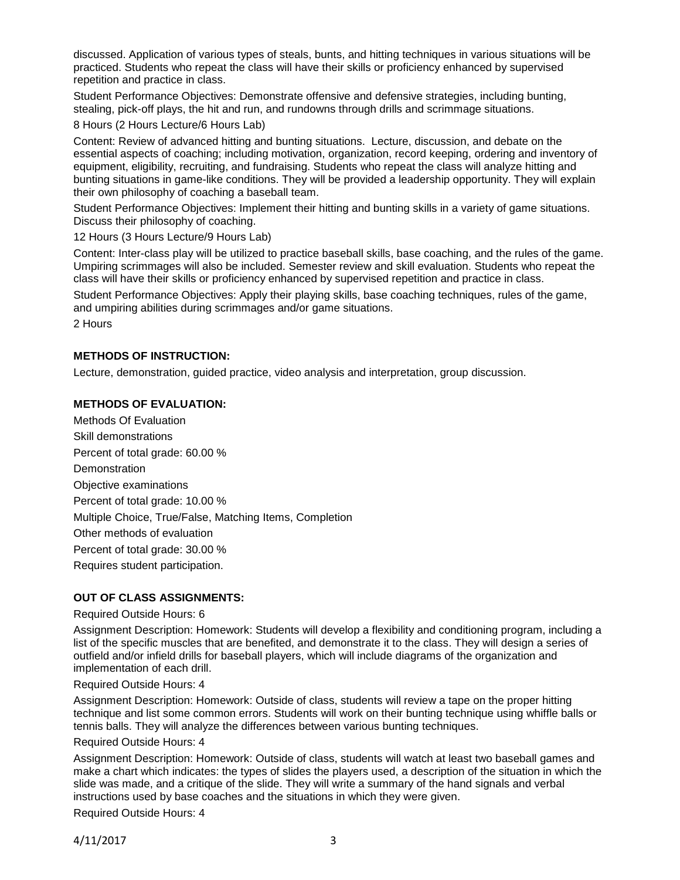discussed. Application of various types of steals, bunts, and hitting techniques in various situations will be practiced. Students who repeat the class will have their skills or proficiency enhanced by supervised repetition and practice in class.

Student Performance Objectives: Demonstrate offensive and defensive strategies, including bunting, stealing, pick-off plays, the hit and run, and rundowns through drills and scrimmage situations.

8 Hours (2 Hours Lecture/6 Hours Lab)

Content: Review of advanced hitting and bunting situations. Lecture, discussion, and debate on the essential aspects of coaching; including motivation, organization, record keeping, ordering and inventory of equipment, eligibility, recruiting, and fundraising. Students who repeat the class will analyze hitting and bunting situations in game-like conditions. They will be provided a leadership opportunity. They will explain their own philosophy of coaching a baseball team.

Student Performance Objectives: Implement their hitting and bunting skills in a variety of game situations. Discuss their philosophy of coaching.

12 Hours (3 Hours Lecture/9 Hours Lab)

Content: Inter-class play will be utilized to practice baseball skills, base coaching, and the rules of the game. Umpiring scrimmages will also be included. Semester review and skill evaluation. Students who repeat the class will have their skills or proficiency enhanced by supervised repetition and practice in class.

Student Performance Objectives: Apply their playing skills, base coaching techniques, rules of the game, and umpiring abilities during scrimmages and/or game situations.

2 Hours

## METHODS OF INSTRUCTION:

Lecture, demonstration, guided practice, video analysis and interpretation, group discussion.

## METHODS OF EVALUATION:

Methods Of Evaluation

Skill demonstrations

Percent of total grade: 60.00 %

Demonstration

Objective examinations

Percent of total grade: 10.00 %

Multiple Choice, True/False, Matching Items, Completion

Other methods of evaluation

Percent of total grade: 30.00 %

Requires student participation.

## OUT OF CLASS ASSIGNMENTS:

Required Outside Hours: 6

Assignment Description: Homework: Students will develop a flexibility and conditioning program, including a list of the specific muscles that are benefited, and demonstrate it to the class. They will design a series of outfield and/or infield drills for baseball players, which will include diagrams of the organization and implementation of each drill.

Required Outside Hours: 4

Assignment Description: Homework: Outside of class, students will review a tape on the proper hitting technique and list some common errors. Students will work on their bunting technique using whiffle balls or tennis balls. They will analyze the differences between various bunting techniques.

Required Outside Hours: 4

Assignment Description: Homework: Outside of class, students will watch at least two baseball games and make a chart which indicates: the types of slides the players used, a description of the situation in which the slide was made, and a critique of the slide. They will write a summary of the hand signals and verbal instructions used by base coaches and the situations in which they were given.

Required Outside Hours: 4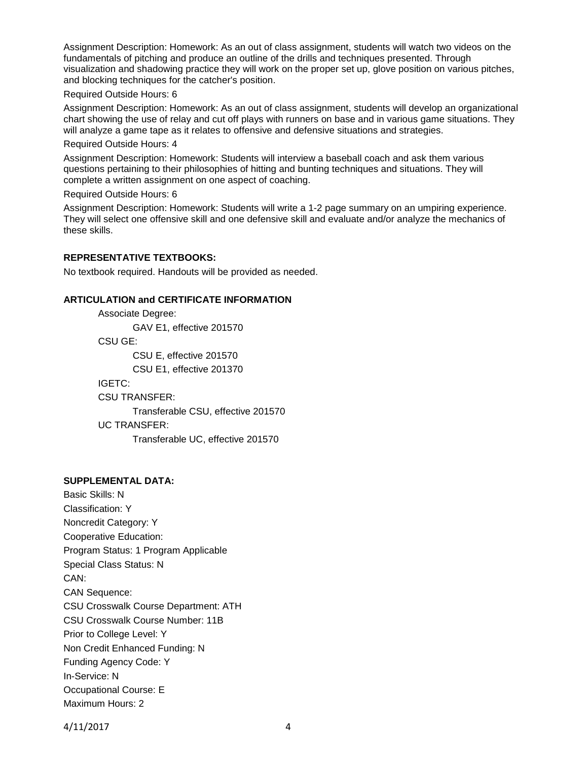Assignment Description: Homework: As an out of class assignment, students will watch two videos on the fundamentals of pitching and produce an outline of the drills and techniques presented. Through visualization and shadowing practice they will work on the proper set up, glove position on various pitches, and blocking techniques for the catcher's position.

Required Outside Hours: 6

Assignment Description: Homework: As an out of class assignment, students will develop an organizational chart showing the use of relay and cut off plays with runners on base and in various game situations. They will analyze a game tape as it relates to offensive and defensive situations and strategies.

Required Outside Hours: 4

Assignment Description: Homework: Students will interview a baseball coach and ask them various questions pertaining to their philosophies of hitting and bunting techniques and situations. They will complete a written assignment on one aspect of coaching.

Required Outside Hours: 6

Assignment Description: Homework: Students will write a 1-2 page summary on an umpiring experience. They will select one offensive skill and one defensive skill and evaluate and/or analyze the mechanics of these skills.

**REPRESENTATIVE TEXTBOOKS:**

No textbook required. Handouts will be provided as needed.

**ARTICULATION and CERTIFICATE INFORMATION**

Associate Degree:

GAV E1, effective 201570

CSU GE:

CSU E, effective 201570

CSU E1, effective 201370

IGETC:

CSU TRANSFER:

Transferable CSU, effective 201570

UC TRANSFER:

Transferable UC, effective 201570

**SUPPLEMENTAL DATA:**

Basic Skills: N

Classification: Y

Noncredit Category: Y

Cooperative Education:

Program Status: 1 Program Applicable

Special Class Status: N

CAN:

CAN Sequence:

CSU Crosswalk Course Department: ATH

CSU Crosswalk Course Number: 11B

Prior to College Level: Y

Non Credit Enhanced Funding: N

Funding Agency Code: Y

In-Service: N

Occupational Course: E

Maximum Hours: 2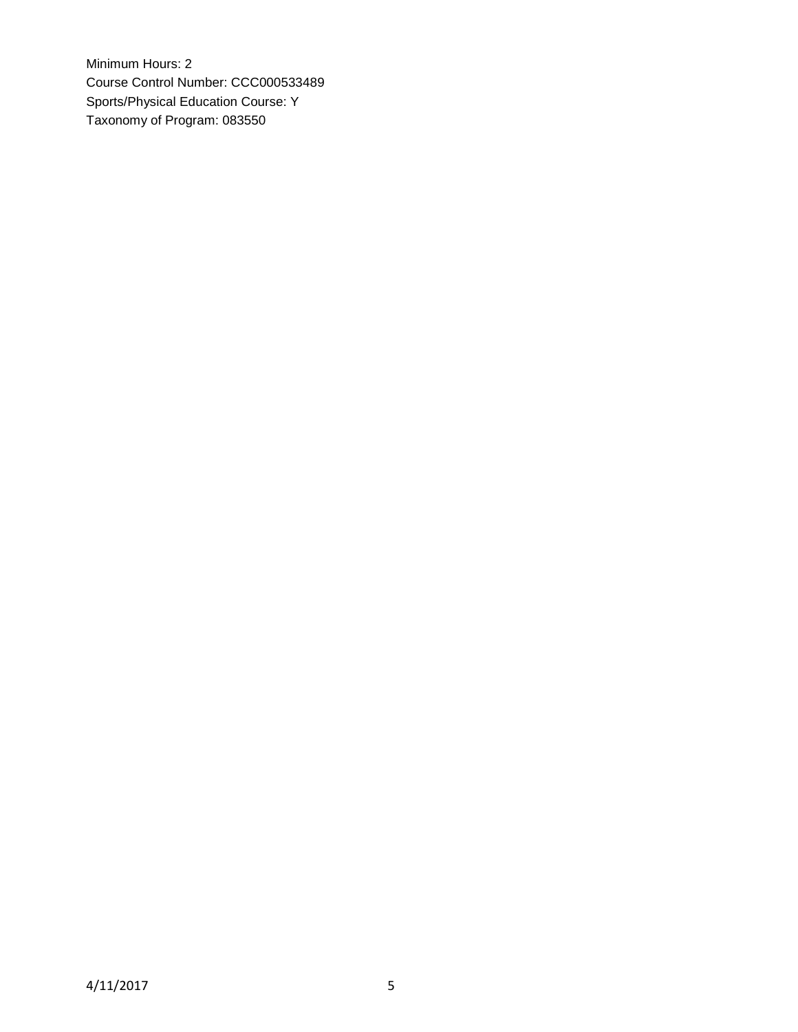Minimum Hours: 2
Course Control Number: CCC000533489
Sports/Physical Education Course: Y
Taxonomy of Program: 083550